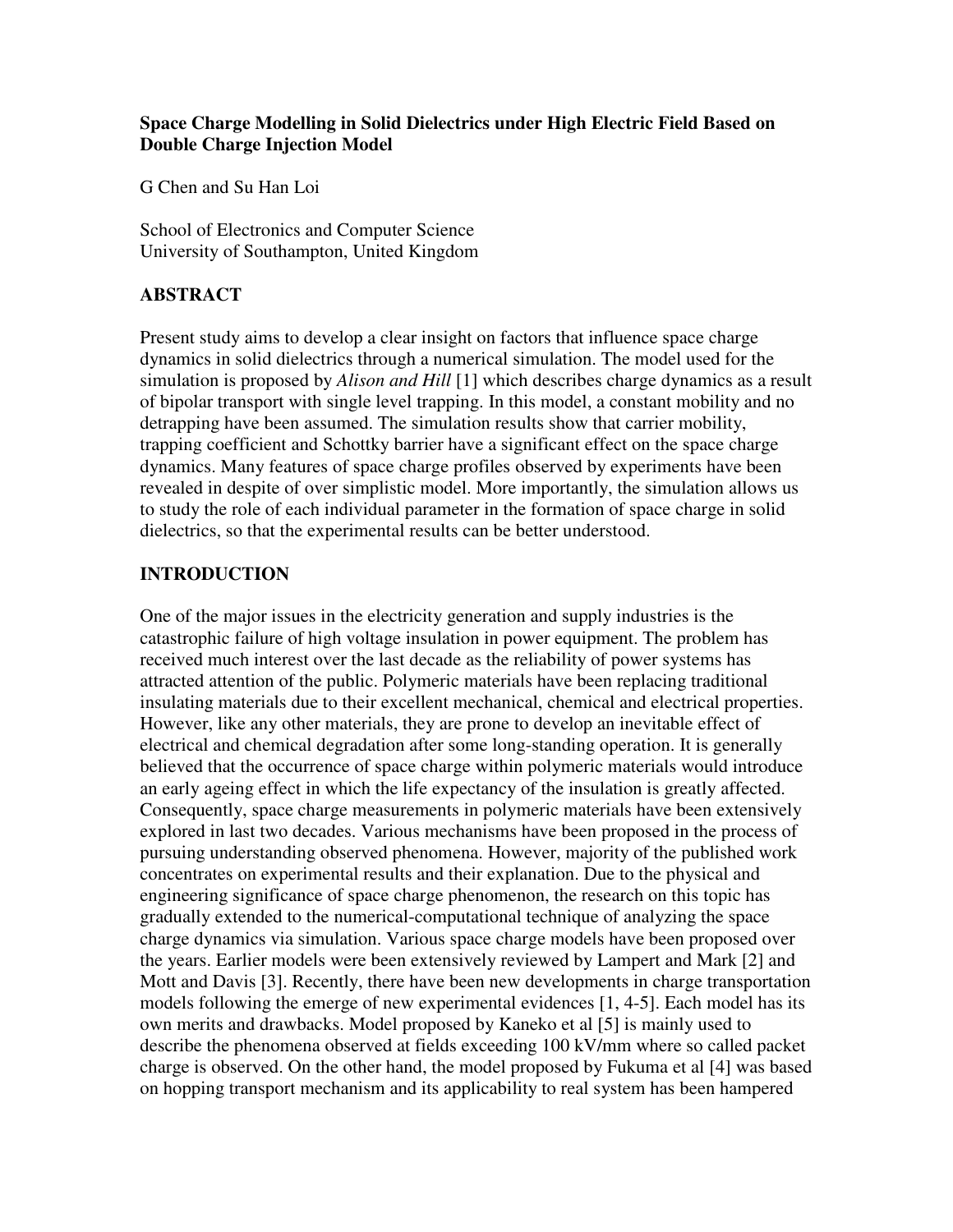# Space Charge Modelling in Solid Dielectrics under High Electric Field Based on Double Charge Injection Model

G Chen and Su Han Loi

School of Electronics and Computer Science
University of Southampton, United Kingdom

## ABSTRACT

Present study aims to develop a clear insight on factors that influence space charge dynamics in solid dielectrics through a numerical simulation. The model used for the simulation is proposed by *Alison and Hill* [1] which describes charge dynamics as a result of bipolar transport with single level trapping. In this model, a constant mobility and no detrapping have been assumed. The simulation results show that carrier mobility, trapping coefficient and Schottky barrier have a significant effect on the space charge dynamics. Many features of space charge profiles observed by experiments have been revealed in despite of over simplistic model. More importantly, the simulation allows us to study the role of each individual parameter in the formation of space charge in solid dielectrics, so that the experimental results can be better understood.

## INTRODUCTION

One of the major issues in the electricity generation and supply industries is the catastrophic failure of high voltage insulation in power equipment. The problem has received much interest over the last decade as the reliability of power systems has attracted attention of the public. Polymeric materials have been replacing traditional insulating materials due to their excellent mechanical, chemical and electrical properties. However, like any other materials, they are prone to develop an inevitable effect of electrical and chemical degradation after some long-standing operation. It is generally believed that the occurrence of space charge within polymeric materials would introduce an early ageing effect in which the life expectancy of the insulation is greatly affected. Consequently, space charge measurements in polymeric materials have been extensively explored in last two decades. Various mechanisms have been proposed in the process of pursuing understanding observed phenomena. However, majority of the published work concentrates on experimental results and their explanation. Due to the physical and engineering significance of space charge phenomenon, the research on this topic has gradually extended to the numerical-computational technique of analyzing the space charge dynamics via simulation. Various space charge models have been proposed over the years. Earlier models were been extensively reviewed by Lampert and Mark [2] and Mott and Davis [3]. Recently, there have been new developments in charge transportation models following the emerge of new experimental evidences [1, 4-5]. Each model has its own merits and drawbacks. Model proposed by Kaneko et al [5] is mainly used to describe the phenomena observed at fields exceeding 100 kV/mm where so called packet charge is observed. On the other hand, the model proposed by Fukuma et al [4] was based on hopping transport mechanism and its applicability to real system has been hampered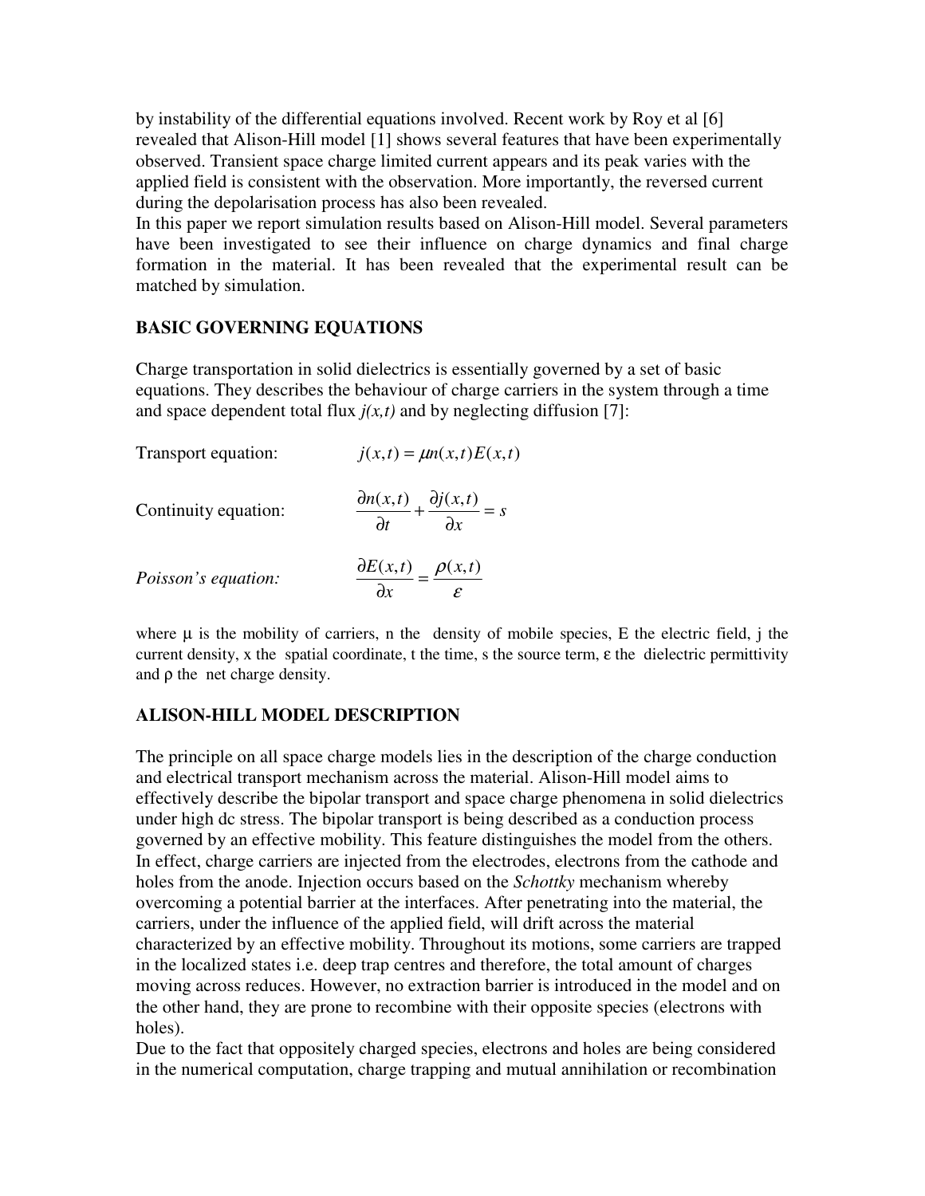by instability of the differential equations involved. Recent work by Roy et al [6] revealed that Alison-Hill model [1] shows several features that have been experimentally observed. Transient space charge limited current appears and its peak varies with the applied field is consistent with the observation. More importantly, the reversed current during the depolarisation process has also been revealed.

In this paper we report simulation results based on Alison-Hill model. Several parameters have been investigated to see their influence on charge dynamics and final charge formation in the material. It has been revealed that the experimental result can be matched by simulation.

## BASIC GOVERNING EQUATIONS

Charge transportation in solid dielectrics is essentially governed by a set of basic equations. They describes the behaviour of charge carriers in the system through a time and space dependent total flux $j(x,t)$ and by neglecting diffusion [7]:

Transport equation:
$$j(x,t) = \mu n(x,t)E(x,t)$$

Continuity equation:
$$\frac{\partial n(x,t)}{\partial t} + \frac{\partial j(x,t)}{\partial x} = s$$

*Poisson's equation:*
$$\frac{\partial E(x,t)}{\partial x} = \frac{\rho(x,t)}{\varepsilon}$$

where $\mu$ is the mobility of carriers, n the density of mobile species, E the electric field, j the current density, x the spatial coordinate, t the time, s the source term, $\varepsilon$ the dielectric permittivity and $\rho$ the net charge density.

## ALISON-HILL MODEL DESCRIPTION

The principle on all space charge models lies in the description of the charge conduction and electrical transport mechanism across the material. Alison-Hill model aims to effectively describe the bipolar transport and space charge phenomena in solid dielectrics under high dc stress. The bipolar transport is being described as a conduction process governed by an effective mobility. This feature distinguishes the model from the others. In effect, charge carriers are injected from the electrodes, electrons from the cathode and holes from the anode. Injection occurs based on the *Schottky* mechanism whereby overcoming a potential barrier at the interfaces. After penetrating into the material, the carriers, under the influence of the applied field, will drift across the material characterized by an effective mobility. Throughout its motions, some carriers are trapped in the localized states i.e. deep trap centres and therefore, the total amount of charges moving across reduces. However, no extraction barrier is introduced in the model and on the other hand, they are prone to recombine with their opposite species (electrons with holes).

Due to the fact that oppositely charged species, electrons and holes are being considered in the numerical computation, charge trapping and mutual annihilation or recombination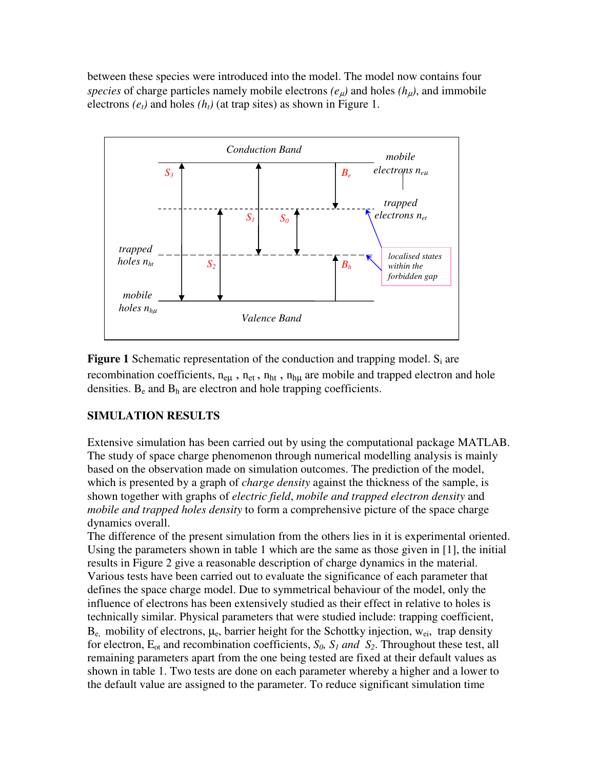between these species were introduced into the model. The model now contains four *species* of charge particles namely mobile electrons *($e_\mu$)* and holes *($h_\mu$)*, and immobile electrons *($e_t$)* and holes *($h_t$)* (at trap sites) as shown in Figure 1.

**Figure 1** Schematic representation of the conduction and trapping model. $S_i$ are recombination coefficients, $n_{e\mu}$ , $n_{et}$ , $n_{ht}$ , $n_{h\mu}$ are mobile and trapped electron and hole densities. $B_e$ and $B_h$ are electron and hole trapping coefficients.

## SIMULATION RESULTS

Extensive simulation has been carried out by using the computational package MATLAB. The study of space charge phenomenon through numerical modelling analysis is mainly based on the observation made on simulation outcomes. The prediction of the model, which is presented by a graph of *charge density* against the thickness of the sample, is shown together with graphs of *electric field*, *mobile and trapped electron density* and *mobile and trapped holes density* to form a comprehensive picture of the space charge dynamics overall.

The difference of the present simulation from the others lies in it is experimental oriented. Using the parameters shown in table 1 which are the same as those given in [1], the initial results in Figure 2 give a reasonable description of charge dynamics in the material. Various tests have been carried out to evaluate the significance of each parameter that defines the space charge model. Due to symmetrical behaviour of the model, only the influence of electrons has been extensively studied as their effect in relative to holes is technically similar. Physical parameters that were studied include: trapping coefficient, $B_e$, mobility of electrons, $\mu_e$, barrier height for the Schottky injection, $w_{ei}$, trap density for electron, $E_{ot}$ and recombination coefficients, $S_0$, $S_1$ and $S_2$. Throughout these test, all remaining parameters apart from the one being tested are fixed at their default values as shown in table 1. Two tests are done on each parameter whereby a higher and a lower to the default value are assigned to the parameter. To reduce significant simulation time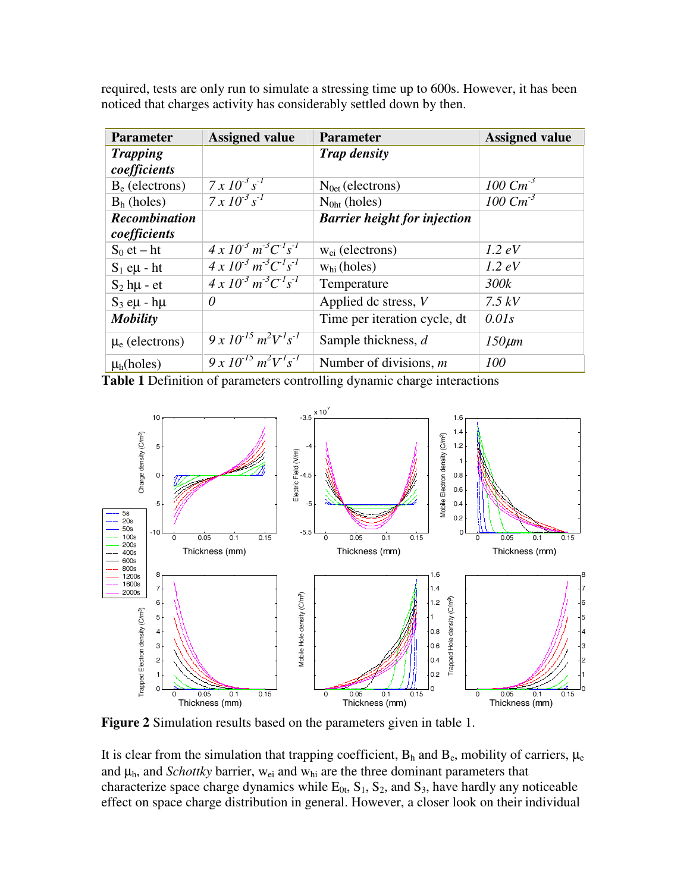required, tests are only run to simulate a stressing time up to 600s. However, it has been noticed that charges activity has considerably settled down by then.

| Parameter | Assigned value | Parameter | Assigned value |
|---|---|---|---|
| ***Trapping coefficients*** | | ***Trap density*** | |
| $B_e$ (electrons) | *$7 \times 10^{-3}\ s^{-1}$* | $N_{0et}$ (electrons) | *$100\ Cm^{-3}$* |
| $B_h$ (holes) | *$7 \times 10^{-3}\ s^{-1}$* | $N_{0ht}$ (holes) | *$100\ Cm^{-3}$* |
| ***Recombination coefficients*** | | ***Barrier height for injection*** | |
| $S_0$ et – ht | *$4 \times 10^{-3}\ m^{-3}C^{-1}s^{-1}$* | $w_{ei}$ (electrons) | *1.2 eV* |
| $S_1$ eμ - ht | *$4 \times 10^{-3}\ m^{-3}C^{-1}s^{-1}$* | $w_{hi}$ (holes) | *1.2 eV* |
| $S_2$ hμ - et | *$4 \times 10^{-3}\ m^{-3}C^{-1}s^{-1}$* | Temperature | *300k* |
| $S_3$ eμ - hμ | *0* | Applied dc stress, *V* | *7.5 kV* |
| ***Mobility*** | | Time per iteration cycle, dt | *0.01s* |
| $\mu_e$ (electrons) | *$9 \times 10^{-15}\ m^2V^{-1}s^{-1}$* | Sample thickness, *d* | *150μm* |
| $\mu_h$(holes) | *$9 \times 10^{-15}\ m^2V^{-1}s^{-1}$* | Number of divisions, *m* | *100* |

**Table 1** Definition of parameters controlling dynamic charge interactions

**Figure 2** Simulation results based on the parameters given in table 1.

It is clear from the simulation that trapping coefficient, $B_h$ and $B_e$, mobility of carriers, $\mu_e$ and $\mu_h$, and *Schottky* barrier, $w_{ei}$ and $w_{hi}$ are the three dominant parameters that characterize space charge dynamics while $E_{0t}$, $S_1$, $S_2$, and $S_3$, have hardly any noticeable effect on space charge distribution in general. However, a closer look on their individual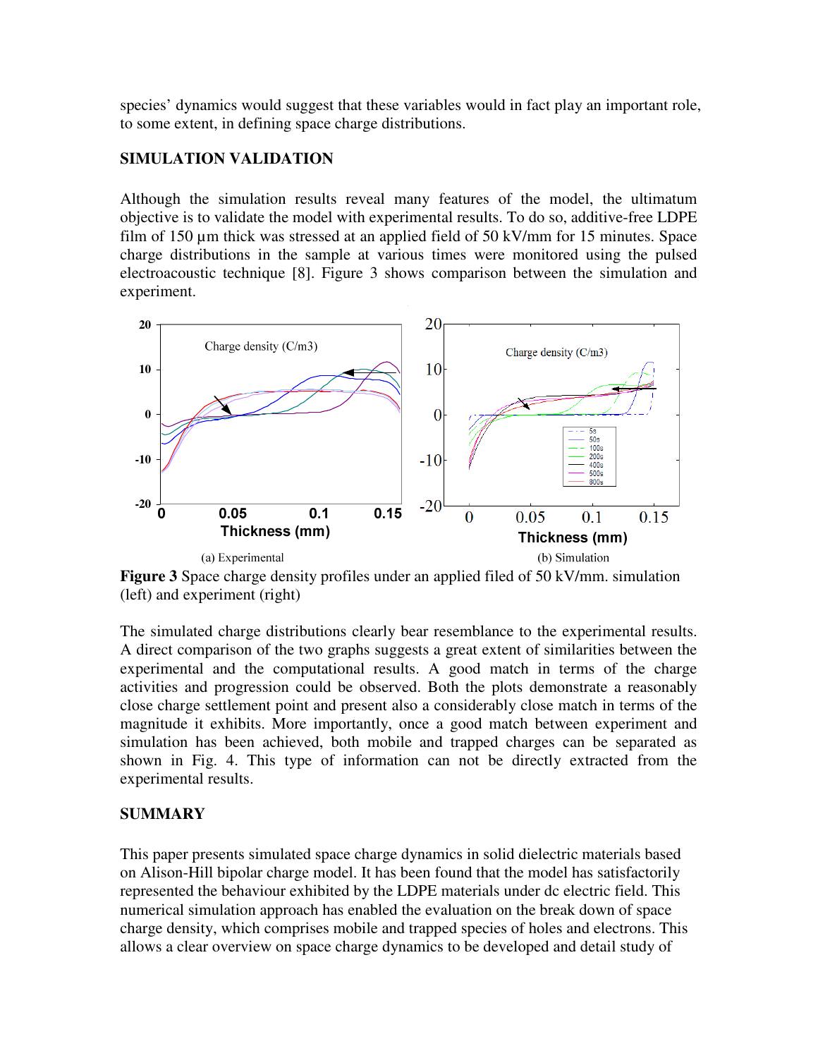species' dynamics would suggest that these variables would in fact play an important role, to some extent, in defining space charge distributions.

## SIMULATION VALIDATION

Although the simulation results reveal many features of the model, the ultimatum objective is to validate the model with experimental results. To do so, additive-free LDPE film of 150 µm thick was stressed at an applied field of 50 kV/mm for 15 minutes. Space charge distributions in the sample at various times were monitored using the pulsed electroacoustic technique [8]. Figure 3 shows comparison between the simulation and experiment.

(a) Experimental (b) Simulation

**Figure 3** Space charge density profiles under an applied filed of 50 kV/mm. simulation (left) and experiment (right)

The simulated charge distributions clearly bear resemblance to the experimental results. A direct comparison of the two graphs suggests a great extent of similarities between the experimental and the computational results. A good match in terms of the charge activities and progression could be observed. Both the plots demonstrate a reasonably close charge settlement point and present also a considerably close match in terms of the magnitude it exhibits. More importantly, once a good match between experiment and simulation has been achieved, both mobile and trapped charges can be separated as shown in Fig. 4. This type of information can not be directly extracted from the experimental results.

## SUMMARY

This paper presents simulated space charge dynamics in solid dielectric materials based on Alison-Hill bipolar charge model. It has been found that the model has satisfactorily represented the behaviour exhibited by the LDPE materials under dc electric field. This numerical simulation approach has enabled the evaluation on the break down of space charge density, which comprises mobile and trapped species of holes and electrons. This allows a clear overview on space charge dynamics to be developed and detail study of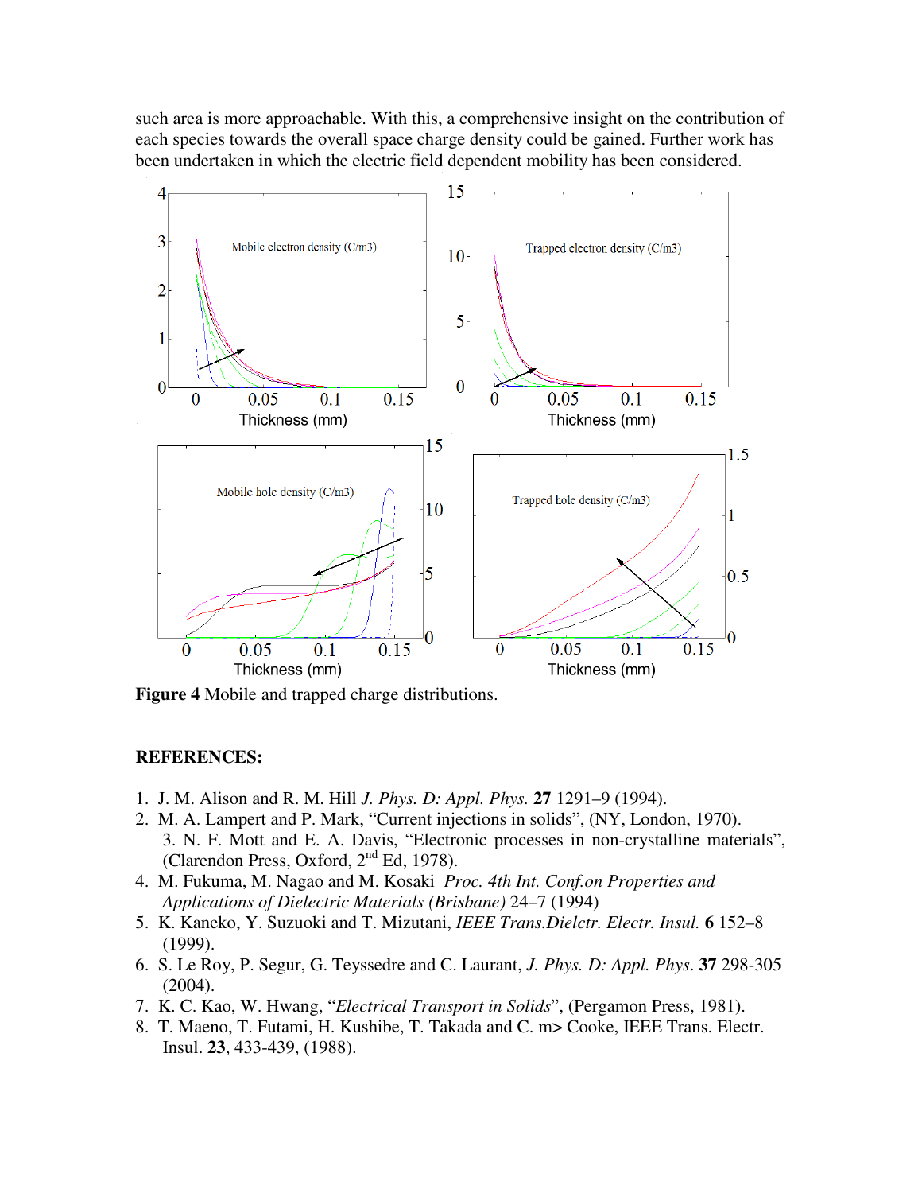such area is more approachable. With this, a comprehensive insight on the contribution of each species towards the overall space charge density could be gained. Further work has been undertaken in which the electric field dependent mobility has been considered.

Mobile electron density (C/m3)
4
3
2
1
0
0 0.05 0.1 0.15
Thickness (mm)

Trapped electron density (C/m3)
15
10
5
0
0 0.05 0.1 0.15
Thickness (mm)

Mobile hole density (C/m3)
15
10
5
0
0 0.05 0.1 0.15
Thickness (mm)

Trapped hole density (C/m3)
1.5
1
0.5
0
0 0.05 0.1 0.15
Thickness (mm)

**Figure 4** Mobile and trapped charge distributions.

**REFERENCES:**

1. J. M. Alison and R. M. Hill *J. Phys. D: Appl. Phys.* **27** 1291–9 (1994).
2. M. A. Lampert and P. Mark, "Current injections in solids", (NY, London, 1970).
3. N. F. Mott and E. A. Davis, "Electronic processes in non-crystalline materials", (Clarendon Press, Oxford, 2nd Ed, 1978).
4. M. Fukuma, M. Nagao and M. Kosaki *Proc. 4th Int. Conf.on Properties and Applications of Dielectric Materials (Brisbane)* 24–7 (1994)
5. K. Kaneko, Y. Suzuoki and T. Mizutani, *IEEE Trans.Dielctr. Electr. Insul.* **6** 152–8 (1999).
6. S. Le Roy, P. Segur, G. Teyssedre and C. Laurant, *J. Phys. D: Appl. Phys*. **37** 298-305 (2004).
7. K. C. Kao, W. Hwang, "*Electrical Transport in Solids*", (Pergamon Press, 1981).
8. T. Maeno, T. Futami, H. Kushibe, T. Takada and C. m> Cooke, IEEE Trans. Electr. Insul. **23**, 433-439, (1988).